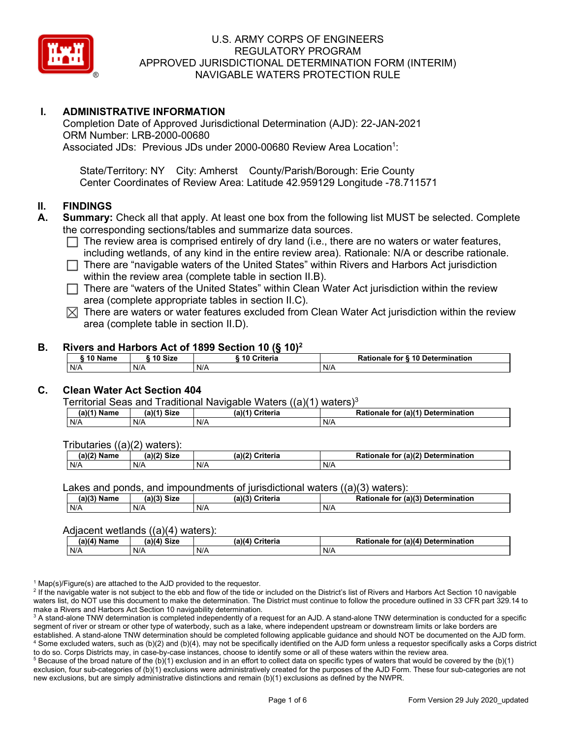# U.S. ARMY CORPS OF ENGINEERS
## REGULATORY PROGRAM
## APPROVED JURISDICTIONAL DETERMINATION FORM (INTERIM)
## NAVIGABLE WATERS PROTECTION RULE

## I. ADMINISTRATIVE INFORMATION

Completion Date of Approved Jurisdictional Determination (AJD): 22-JAN-2021
ORM Number: LRB-2000-00680
Associated JDs: Previous JDs under 2000-00680 Review Area Location[1]:

State/Territory: NY City: Amherst County/Parish/Borough: Erie County
Center Coordinates of Review Area: Latitude 42.959129 Longitude -78.711571

## II. FINDINGS

**A. Summary:** Check all that apply. At least one box from the following list MUST be selected. Complete the corresponding sections/tables and summarize data sources.

- ☐ The review area is comprised entirely of dry land (i.e., there are no waters or water features, including wetlands, of any kind in the entire review area). Rationale: N/A or describe rationale.
- ☐ There are "navigable waters of the United States" within Rivers and Harbors Act jurisdiction within the review area (complete table in section II.B).
- ☐ There are "waters of the United States" within Clean Water Act jurisdiction within the review area (complete appropriate tables in section II.C).
- ☒ There are waters or water features excluded from Clean Water Act jurisdiction within the review area (complete table in section II.D).

**B. Rivers and Harbors Act of 1899 Section 10 (§ 10)[2]**

| § 10 Name | § 10 Size | § 10 Criteria | Rationale for § 10 Determination |
|---|---|---|---|
| N/A | N/A | N/A | N/A |

**C. Clean Water Act Section 404**

Territorial Seas and Traditional Navigable Waters ((a)(1) waters)[3]

| (a)(1) Name | (a)(1) Size | (a)(1) Criteria | Rationale for (a)(1) Determination |
|---|---|---|---|
| N/A | N/A | N/A | N/A |

Tributaries ((a)(2) waters):

| (a)(2) Name | (a)(2) Size | (a)(2) Criteria | Rationale for (a)(2) Determination |
|---|---|---|---|
| N/A | N/A | N/A | N/A |

Lakes and ponds, and impoundments of jurisdictional waters ((a)(3) waters):

| (a)(3) Name | (a)(3) Size | (a)(3) Criteria | Rationale for (a)(3) Determination |
|---|---|---|---|
| N/A | N/A | N/A | N/A |

Adjacent wetlands ((a)(4) waters):

| (a)(4) Name | (a)(4) Size | (a)(4) Criteria | Rationale for (a)(4) Determination |
|---|---|---|---|
| N/A | N/A | N/A | N/A |

[1] Map(s)/Figure(s) are attached to the AJD provided to the requestor.
[2] If the navigable water is not subject to the ebb and flow of the tide or included on the District's list of Rivers and Harbors Act Section 10 navigable waters list, do NOT use this document to make the determination. The District must continue to follow the procedure outlined in 33 CFR part 329.14 to make a Rivers and Harbors Act Section 10 navigability determination.
[3] A stand-alone TNW determination is completed independently of a request for an AJD. A stand-alone TNW determination is conducted for a specific segment of river or stream or other type of waterbody, such as a lake, where independent upstream or downstream limits or lake borders are established. A stand-alone TNW determination should be completed following applicable guidance and should NOT be documented on the AJD form.
[4] Some excluded waters, such as (b)(2) and (b)(4), may not be specifically identified on the AJD form unless a requestor specifically asks a Corps district to do so. Corps Districts may, in case-by-case instances, choose to identify some or all of these waters within the review area.
[5] Because of the broad nature of the (b)(1) exclusion and in an effort to collect data on specific types of waters that would be covered by the (b)(1) exclusion, four sub-categories of (b)(1) exclusions were administratively created for the purposes of the AJD Form. These four sub-categories are not new exclusions, but are simply administrative distinctions and remain (b)(1) exclusions as defined by the NWPR.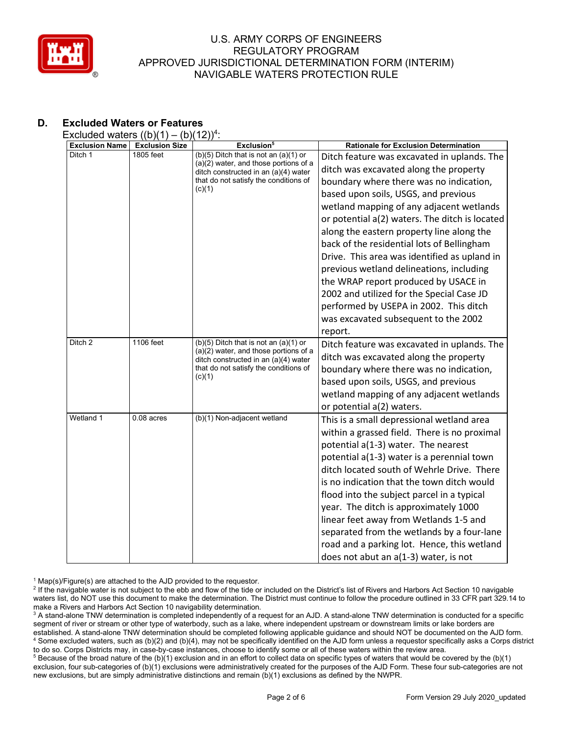## D. Excluded Waters or Features

Excluded waters ((b)(1) – (b)(12))[4]:

| Exclusion Name | Exclusion Size | Exclusion[5] | Rationale for Exclusion Determination |
|---|---|---|---|
| Ditch 1 | 1805 feet | (b)(5) Ditch that is not an (a)(1) or (a)(2) water, and those portions of a ditch constructed in an (a)(4) water that do not satisfy the conditions of (c)(1) | Ditch feature was excavated in uplands. The ditch was excavated along the property boundary where there was no indication, based upon soils, USGS, and previous wetland mapping of any adjacent wetlands or potential a(2) waters. The ditch is located along the eastern property line along the back of the residential lots of Bellingham Drive. This area was identified as upland in previous wetland delineations, including the WRAP report produced by USACE in 2002 and utilized for the Special Case JD performed by USEPA in 2002. This ditch was excavated subsequent to the 2002 report. |
| Ditch 2 | 1106 feet | (b)(5) Ditch that is not an (a)(1) or (a)(2) water, and those portions of a ditch constructed in an (a)(4) water that do not satisfy the conditions of (c)(1) | Ditch feature was excavated in uplands. The ditch was excavated along the property boundary where there was no indication, based upon soils, USGS, and previous wetland mapping of any adjacent wetlands or potential a(2) waters. |
| Wetland 1 | 0.08 acres | (b)(1) Non-adjacent wetland | This is a small depressional wetland area within a grassed field. There is no proximal potential a(1-3) water. The nearest potential a(1-3) water is a perennial town ditch located south of Wehrle Drive. There is no indication that the town ditch would flood into the subject parcel in a typical year. The ditch is approximately 1000 linear feet away from Wetlands 1-5 and separated from the wetlands by a four-lane road and a parking lot. Hence, this wetland does not abut an a(1-3) water, is not |

[1] Map(s)/Figure(s) are attached to the AJD provided to the requestor.

[2] If the navigable water is not subject to the ebb and flow of the tide or included on the District's list of Rivers and Harbors Act Section 10 navigable waters list, do NOT use this document to make the determination. The District must continue to follow the procedure outlined in 33 CFR part 329.14 to make a Rivers and Harbors Act Section 10 navigability determination.

[3] A stand-alone TNW determination is completed independently of a request for an AJD. A stand-alone TNW determination is conducted for a specific segment of river or stream or other type of waterbody, such as a lake, where independent upstream or downstream limits or lake borders are established. A stand-alone TNW determination should be completed following applicable guidance and should NOT be documented on the AJD form.

[4] Some excluded waters, such as (b)(2) and (b)(4), may not be specifically identified on the AJD form unless a requestor specifically asks a Corps district to do so. Corps Districts may, in case-by-case instances, choose to identify some or all of these waters within the review area.

[5] Because of the broad nature of the (b)(1) exclusion and in an effort to collect data on specific types of waters that would be covered by the (b)(1) exclusion, four sub-categories of (b)(1) exclusions were administratively created for the purposes of the AJD Form. These four sub-categories are not new exclusions, but are simply administrative distinctions and remain (b)(1) exclusions as defined by the NWPR.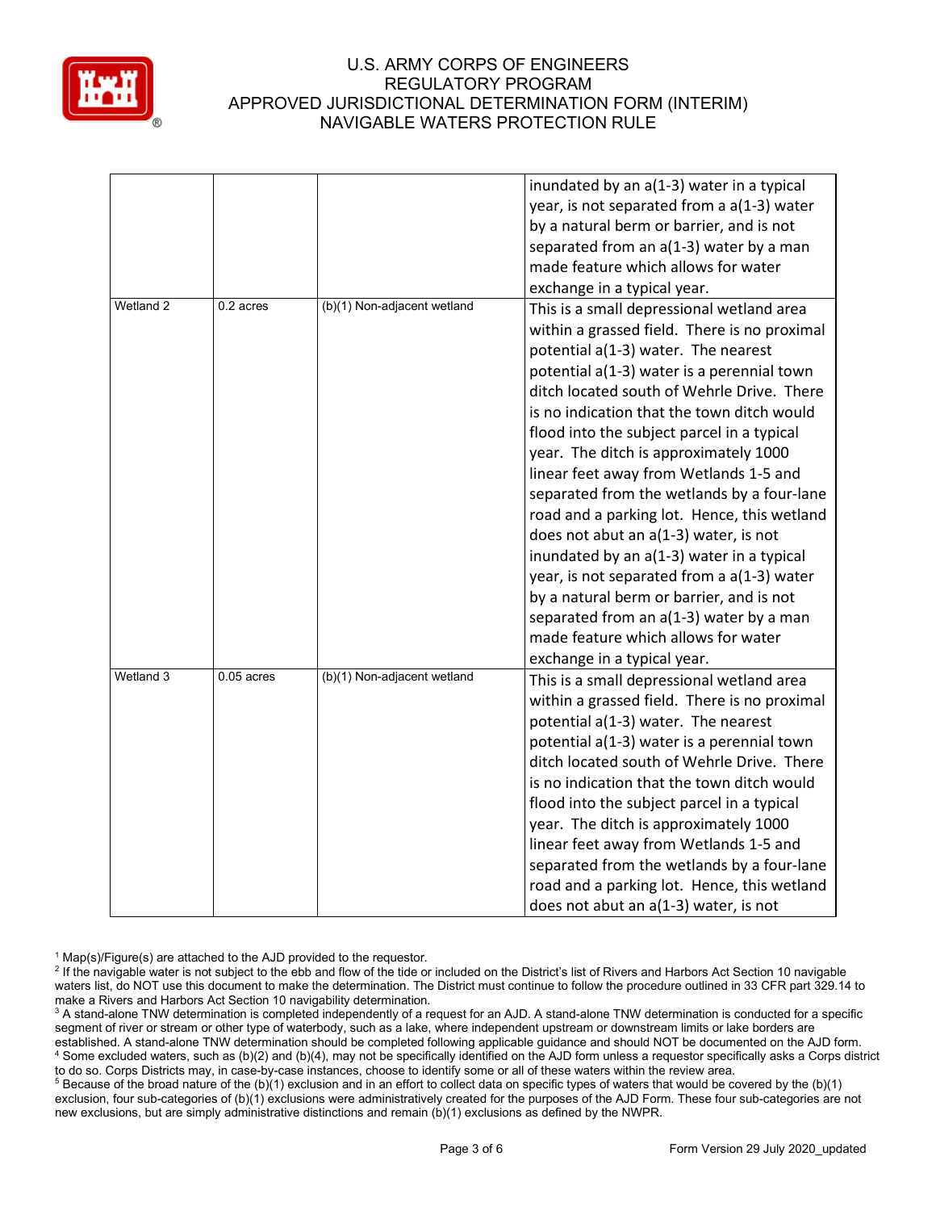| | | | |
|---|---|---|---|
| | | | inundated by an a(1-3) water in a typical year, is not separated from a a(1-3) water by a natural berm or barrier, and is not separated from an a(1-3) water by a man made feature which allows for water exchange in a typical year. |
| Wetland 2 | 0.2 acres | (b)(1) Non-adjacent wetland | This is a small depressional wetland area within a grassed field. There is no proximal potential a(1-3) water. The nearest potential a(1-3) water is a perennial town ditch located south of Wehrle Drive. There is no indication that the town ditch would flood into the subject parcel in a typical year. The ditch is approximately 1000 linear feet away from Wetlands 1-5 and separated from the wetlands by a four-lane road and a parking lot. Hence, this wetland does not abut an a(1-3) water, is not inundated by an a(1-3) water in a typical year, is not separated from a a(1-3) water by a natural berm or barrier, and is not separated from an a(1-3) water by a man made feature which allows for water exchange in a typical year. |
| Wetland 3 | 0.05 acres | (b)(1) Non-adjacent wetland | This is a small depressional wetland area within a grassed field. There is no proximal potential a(1-3) water. The nearest potential a(1-3) water is a perennial town ditch located south of Wehrle Drive. There is no indication that the town ditch would flood into the subject parcel in a typical year. The ditch is approximately 1000 linear feet away from Wetlands 1-5 and separated from the wetlands by a four-lane road and a parking lot. Hence, this wetland does not abut an a(1-3) water, is not |

[1] Map(s)/Figure(s) are attached to the AJD provided to the requestor.
[2] If the navigable water is not subject to the ebb and flow of the tide or included on the District's list of Rivers and Harbors Act Section 10 navigable waters list, do NOT use this document to make the determination. The District must continue to follow the procedure outlined in 33 CFR part 329.14 to make a Rivers and Harbors Act Section 10 navigability determination.
[3] A stand-alone TNW determination is completed independently of a request for an AJD. A stand-alone TNW determination is conducted for a specific segment of river or stream or other type of waterbody, such as a lake, where independent upstream or downstream limits or lake borders are established. A stand-alone TNW determination should be completed following applicable guidance and should NOT be documented on the AJD form.
[4] Some excluded waters, such as (b)(2) and (b)(4), may not be specifically identified on the AJD form unless a requestor specifically asks a Corps district to do so. Corps Districts may, in case-by-case instances, choose to identify some or all of these waters within the review area.
[5] Because of the broad nature of the (b)(1) exclusion and in an effort to collect data on specific types of waters that would be covered by the (b)(1) exclusion, four sub-categories of (b)(1) exclusions were administratively created for the purposes of the AJD Form. These four sub-categories are not new exclusions, but are simply administrative distinctions and remain (b)(1) exclusions as defined by the NWPR.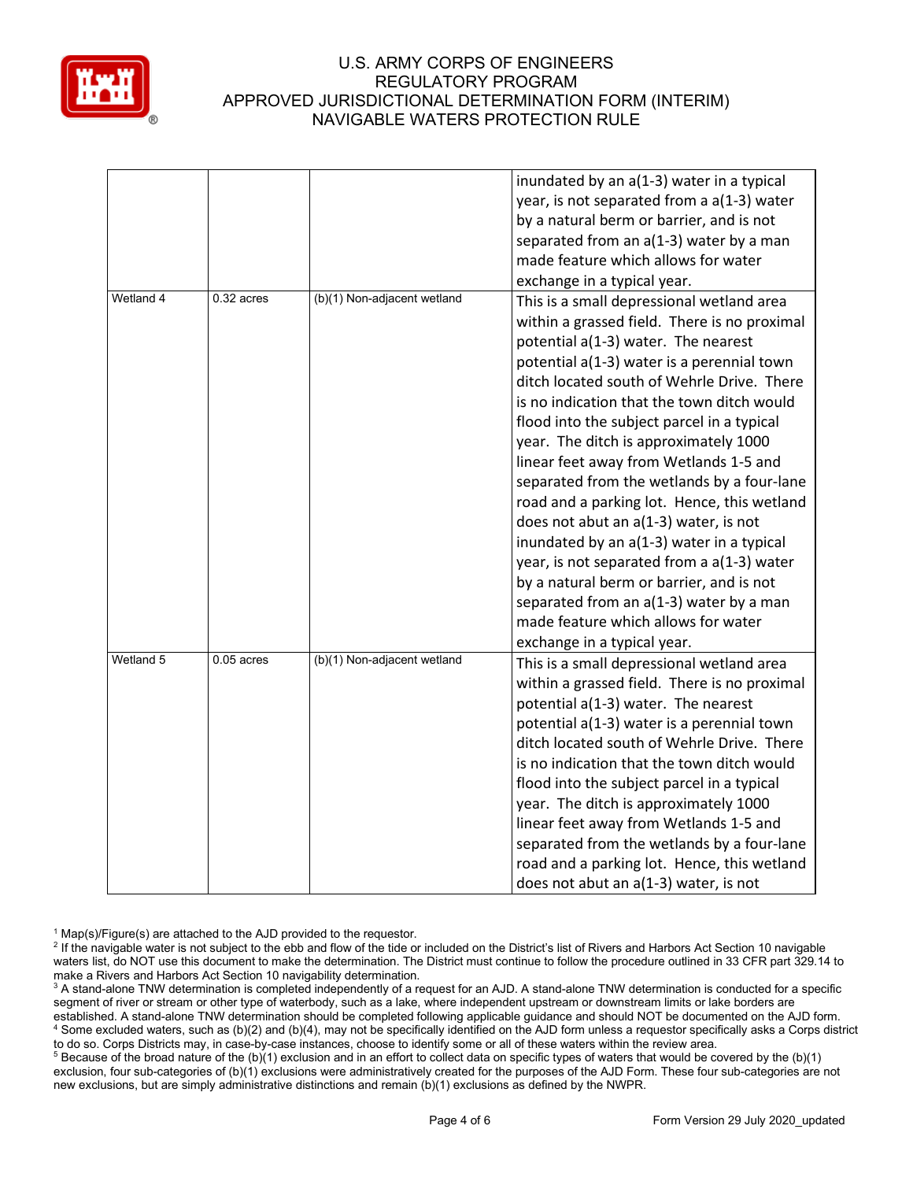| | | | |
|---|---|---|---|
| | | | inundated by an a(1-3) water in a typical year, is not separated from a a(1-3) water by a natural berm or barrier, and is not separated from an a(1-3) water by a man made feature which allows for water exchange in a typical year. |
| Wetland 4 | 0.32 acres | (b)(1) Non-adjacent wetland | This is a small depressional wetland area within a grassed field. There is no proximal potential a(1-3) water. The nearest potential a(1-3) water is a perennial town ditch located south of Wehrle Drive. There is no indication that the town ditch would flood into the subject parcel in a typical year. The ditch is approximately 1000 linear feet away from Wetlands 1-5 and separated from the wetlands by a four-lane road and a parking lot. Hence, this wetland does not abut an a(1-3) water, is not inundated by an a(1-3) water in a typical year, is not separated from a a(1-3) water by a natural berm or barrier, and is not separated from an a(1-3) water by a man made feature which allows for water exchange in a typical year. |
| Wetland 5 | 0.05 acres | (b)(1) Non-adjacent wetland | This is a small depressional wetland area within a grassed field. There is no proximal potential a(1-3) water. The nearest potential a(1-3) water is a perennial town ditch located south of Wehrle Drive. There is no indication that the town ditch would flood into the subject parcel in a typical year. The ditch is approximately 1000 linear feet away from Wetlands 1-5 and separated from the wetlands by a four-lane road and a parking lot. Hence, this wetland does not abut an a(1-3) water, is not |

[1] Map(s)/Figure(s) are attached to the AJD provided to the requestor.

[2] If the navigable water is not subject to the ebb and flow of the tide or included on the District's list of Rivers and Harbors Act Section 10 navigable waters list, do NOT use this document to make the determination. The District must continue to follow the procedure outlined in 33 CFR part 329.14 to make a Rivers and Harbors Act Section 10 navigability determination.

[3] A stand-alone TNW determination is completed independently of a request for an AJD. A stand-alone TNW determination is conducted for a specific segment of river or stream or other type of waterbody, such as a lake, where independent upstream or downstream limits or lake borders are established. A stand-alone TNW determination should be completed following applicable guidance and should NOT be documented on the AJD form.

[4] Some excluded waters, such as (b)(2) and (b)(4), may not be specifically identified on the AJD form unless a requestor specifically asks a Corps district to do so. Corps Districts may, in case-by-case instances, choose to identify some or all of these waters within the review area.

[5] Because of the broad nature of the (b)(1) exclusion and in an effort to collect data on specific types of waters that would be covered by the (b)(1) exclusion, four sub-categories of (b)(1) exclusions were administratively created for the purposes of the AJD Form. These four sub-categories are not new exclusions, but are simply administrative distinctions and remain (b)(1) exclusions as defined by the NWPR.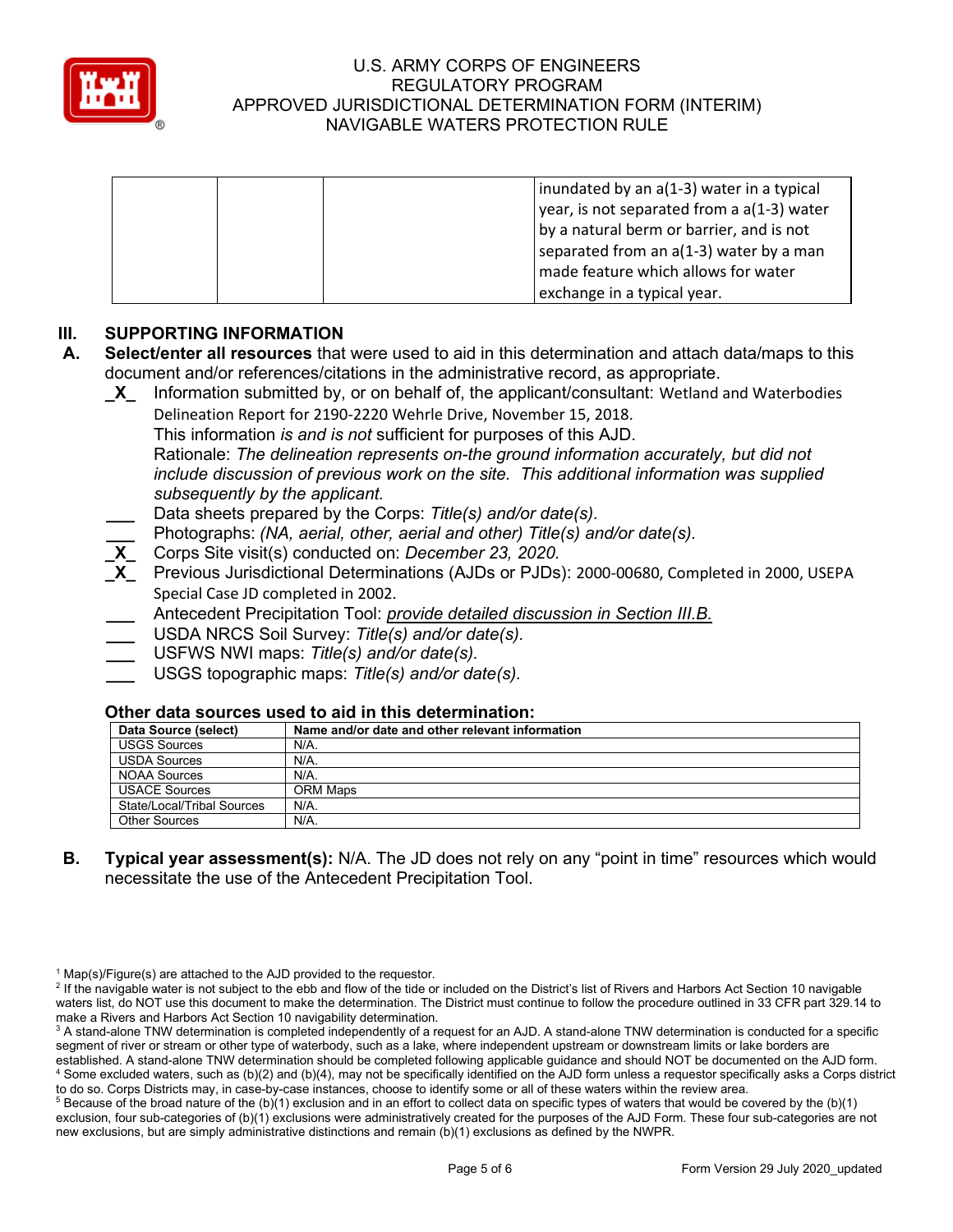| | | | inundated by an a(1-3) water in a typical year, is not separated from a a(1-3) water by a natural berm or barrier, and is not separated from an a(1-3) water by a man made feature which allows for water exchange in a typical year. |
|---|---|---|---|

## III. SUPPORTING INFORMATION

**A. Select/enter all resources** that were used to aid in this determination and attach data/maps to this document and/or references/citations in the administrative record, as appropriate.

_X_ Information submitted by, or on behalf of, the applicant/consultant: Wetland and Waterbodies Delineation Report for 2190-2220 Wehrle Drive, November 15, 2018.
This information *is and is not* sufficient for purposes of this AJD.
Rationale: *The delineation represents on-the ground information accurately, but did not include discussion of previous work on the site. This additional information was supplied subsequently by the applicant.*

___ Data sheets prepared by the Corps: *Title(s) and/or date(s).*

___ Photographs: *(NA, aerial, other, aerial and other) Title(s) and/or date(s).*

_X_ Corps Site visit(s) conducted on: *December 23, 2020.*

_X_ Previous Jurisdictional Determinations (AJDs or PJDs): 2000-00680, Completed in 2000, USEPA Special Case JD completed in 2002.

___ Antecedent Precipitation Tool: *provide detailed discussion in Section III.B.*

___ USDA NRCS Soil Survey: *Title(s) and/or date(s).*

___ USFWS NWI maps: *Title(s) and/or date(s).*

___ USGS topographic maps: *Title(s) and/or date(s).*

### Other data sources used to aid in this determination:

| Data Source (select) | Name and/or date and other relevant information |
|---|---|
| USGS Sources | N/A. |
| USDA Sources | N/A. |
| NOAA Sources | N/A. |
| USACE Sources | ORM Maps |
| State/Local/Tribal Sources | N/A. |
| Other Sources | N/A. |

**B. Typical year assessment(s):** N/A. The JD does not rely on any "point in time" resources which would necessitate the use of the Antecedent Precipitation Tool.

[1] Map(s)/Figure(s) are attached to the AJD provided to the requestor.
[2] If the navigable water is not subject to the ebb and flow of the tide or included on the District's list of Rivers and Harbors Act Section 10 navigable waters list, do NOT use this document to make the determination. The District must continue to follow the procedure outlined in 33 CFR part 329.14 to make a Rivers and Harbors Act Section 10 navigability determination.
[3] A stand-alone TNW determination is completed independently of a request for an AJD. A stand-alone TNW determination is conducted for a specific segment of river or stream or other type of waterbody, such as a lake, where independent upstream or downstream limits or lake borders are established. A stand-alone TNW determination should be completed following applicable guidance and should NOT be documented on the AJD form.
[4] Some excluded waters, such as (b)(2) and (b)(4), may not be specifically identified on the AJD form unless a requestor specifically asks a Corps district to do so. Corps Districts may, in case-by-case instances, choose to identify some or all of these waters within the review area.
[5] Because of the broad nature of the (b)(1) exclusion and in an effort to collect data on specific types of waters that would be covered by the (b)(1) exclusion, four sub-categories of (b)(1) exclusions were administratively created for the purposes of the AJD Form. These four sub-categories are not new exclusions, but are simply administrative distinctions and remain (b)(1) exclusions as defined by the NWPR.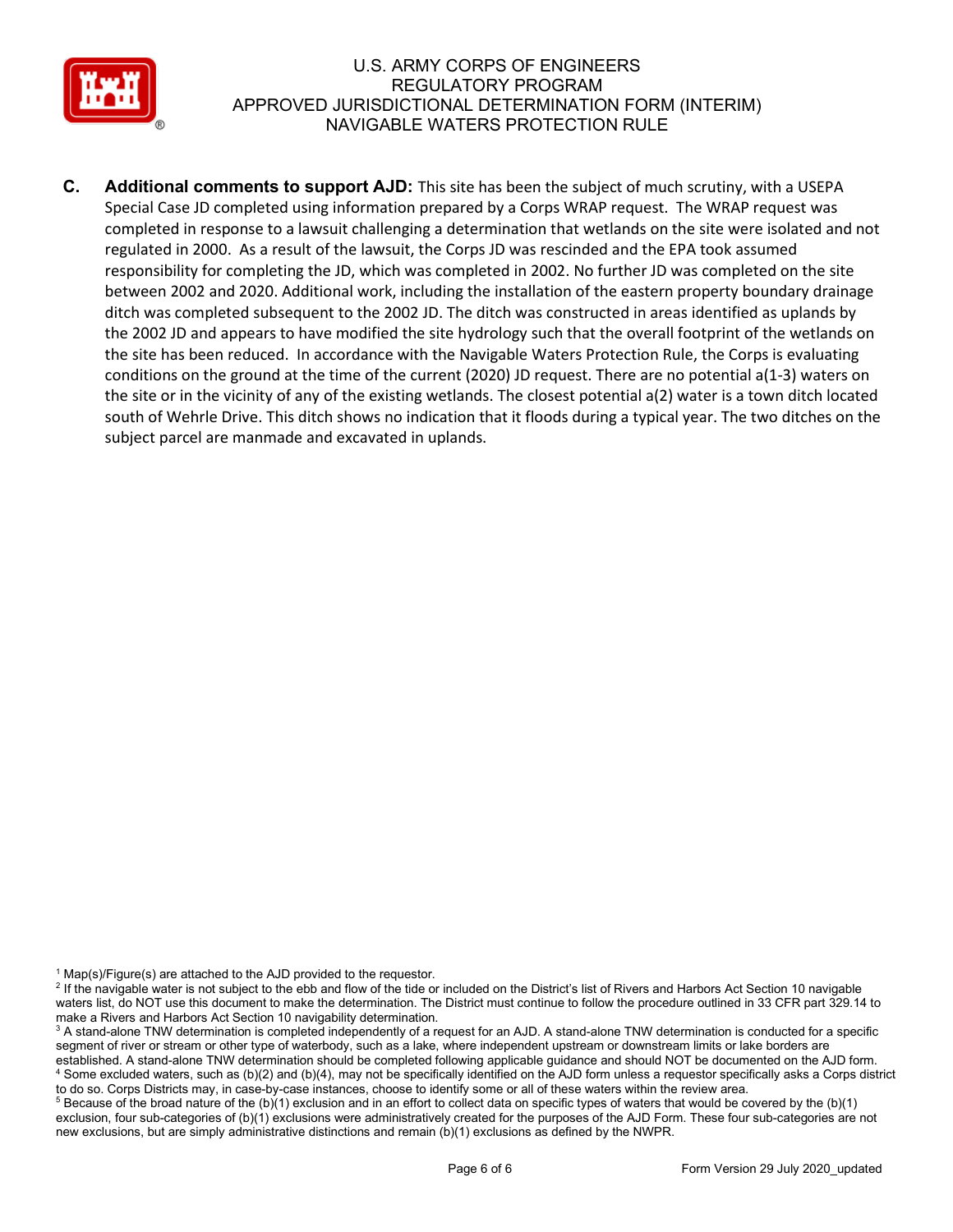**C. Additional comments to support AJD:** This site has been the subject of much scrutiny, with a USEPA Special Case JD completed using information prepared by a Corps WRAP request. The WRAP request was completed in response to a lawsuit challenging a determination that wetlands on the site were isolated and not regulated in 2000. As a result of the lawsuit, the Corps JD was rescinded and the EPA took assumed responsibility for completing the JD, which was completed in 2002. No further JD was completed on the site between 2002 and 2020. Additional work, including the installation of the eastern property boundary drainage ditch was completed subsequent to the 2002 JD. The ditch was constructed in areas identified as uplands by the 2002 JD and appears to have modified the site hydrology such that the overall footprint of the wetlands on the site has been reduced. In accordance with the Navigable Waters Protection Rule, the Corps is evaluating conditions on the ground at the time of the current (2020) JD request. There are no potential a(1-3) waters on the site or in the vicinity of any of the existing wetlands. The closest potential a(2) water is a town ditch located south of Wehrle Drive. This ditch shows no indication that it floods during a typical year. The two ditches on the subject parcel are manmade and excavated in uplands.

[1] Map(s)/Figure(s) are attached to the AJD provided to the requestor.
[2] If the navigable water is not subject to the ebb and flow of the tide or included on the District's list of Rivers and Harbors Act Section 10 navigable waters list, do NOT use this document to make the determination. The District must continue to follow the procedure outlined in 33 CFR part 329.14 to make a Rivers and Harbors Act Section 10 navigability determination.
[3] A stand-alone TNW determination is completed independently of a request for an AJD. A stand-alone TNW determination is conducted for a specific segment of river or stream or other type of waterbody, such as a lake, where independent upstream or downstream limits or lake borders are established. A stand-alone TNW determination should be completed following applicable guidance and should NOT be documented on the AJD form.
[4] Some excluded waters, such as (b)(2) and (b)(4), may not be specifically identified on the AJD form unless a requestor specifically asks a Corps district to do so. Corps Districts may, in case-by-case instances, choose to identify some or all of these waters within the review area.
[5] Because of the broad nature of the (b)(1) exclusion and in an effort to collect data on specific types of waters that would be covered by the (b)(1) exclusion, four sub-categories of (b)(1) exclusions were administratively created for the purposes of the AJD Form. These four sub-categories are not new exclusions, but are simply administrative distinctions and remain (b)(1) exclusions as defined by the NWPR.